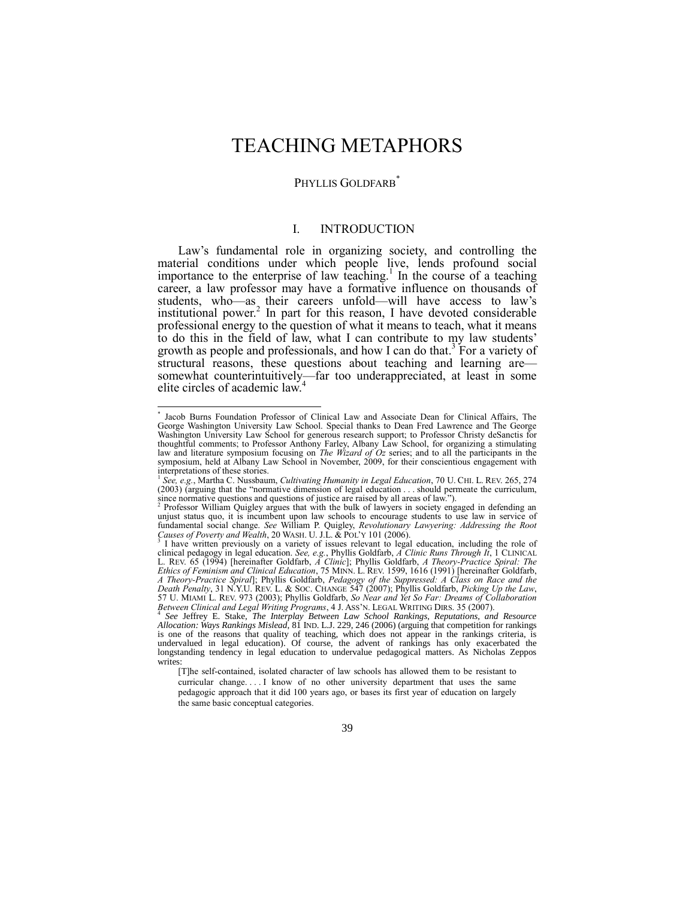# TEACHING METAPHORS

PHYLLIS GOLDFARB[*]

## I. INTRODUCTION

Law's fundamental role in organizing society, and controlling the material conditions under which people live, lends profound social importance to the enterprise of law teaching.[1] In the course of a teaching career, a law professor may have a formative influence on thousands of students, who—as their careers unfold—will have access to law's institutional power.[2] In part for this reason, I have devoted considerable professional energy to the question of what it means to teach, what it means to do this in the field of law, what I can contribute to my law students' growth as people and professionals, and how I can do that.[3] For a variety of structural reasons, these questions about teaching and learning are—somewhat counterintuitively—far too underappreciated, at least in some elite circles of academic law.[4]

---

[*] Jacob Burns Foundation Professor of Clinical Law and Associate Dean for Clinical Affairs, The George Washington University Law School. Special thanks to Dean Fred Lawrence and The George Washington University Law School for generous research support; to Professor Christy deSanctis for thoughtful comments; to Professor Anthony Farley, Albany Law School, for organizing a stimulating law and literature symposium focusing on *The Wizard of Oz* series; and to all the participants in the symposium, held at Albany Law School in November, 2009, for their conscientious engagement with interpretations of these stories.

[1] *See, e.g.*, Martha C. Nussbaum, *Cultivating Humanity in Legal Education*, 70 U. CHI. L. REV. 265, 274 (2003) (arguing that the "normative dimension of legal education . . . should permeate the curriculum, since normative questions and questions of justice are raised by all areas of law.").

[2] Professor William Quigley argues that with the bulk of lawyers in society engaged in defending an unjust status quo, it is incumbent upon law schools to encourage students to use law in service of fundamental social change. *See* William P. Quigley, *Revolutionary Lawyering: Addressing the Root Causes of Poverty and Wealth*, 20 WASH. U. J.L. & POL'Y 101 (2006).

[3] I have written previously on a variety of issues relevant to legal education, including the role of clinical pedagogy in legal education. *See, e.g.*, Phyllis Goldfarb, *A Clinic Runs Through It*, 1 CLINICAL L. REV. 65 (1994) [hereinafter Goldfarb, *A Clinic*]; Phyllis Goldfarb, *A Theory-Practice Spiral: The Ethics of Feminism and Clinical Education*, 75 MINN. L. REV. 1599, 1616 (1991) [hereinafter Goldfarb, *A Theory-Practice Spiral*]; Phyllis Goldfarb, *Pedagogy of the Suppressed: A Class on Race and the Death Penalty*, 31 N.Y.U. REV. L. & SOC. CHANGE 547 (2007); Phyllis Goldfarb, *Picking Up the Law*, 57 U. MIAMI L. REV. 973 (2003); Phyllis Goldfarb, *So Near and Yet So Far: Dreams of Collaboration Between Clinical and Legal Writing Programs*, 4 J. ASS'N. LEGAL WRITING DIRS. 35 (2007).

[4] *See* Jeffrey E. Stake, *The Interplay Between Law School Rankings, Reputations, and Resource Allocation: Ways Rankings Mislead*, 81 IND. L.J. 229, 246 (2006) (arguing that competition for rankings is one of the reasons that quality of teaching, which does not appear in the rankings criteria, is undervalued in legal education). Of course, the advent of rankings has only exacerbated the longstanding tendency in legal education to undervalue pedagogical matters. As Nicholas Zeppos writes:

> [T]he self-contained, isolated character of law schools has allowed them to be resistant to curricular change. . . . I know of no other university department that uses the same pedagogic approach that it did 100 years ago, or bases its first year of education on largely the same basic conceptual categories.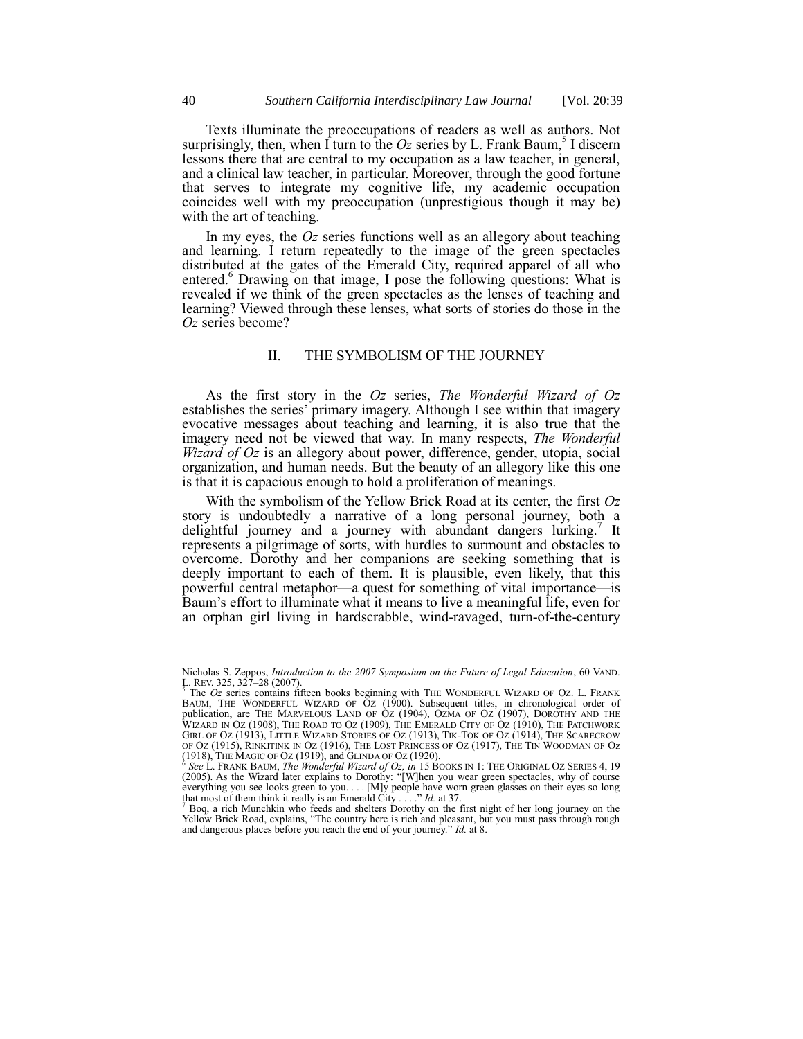Texts illuminate the preoccupations of readers as well as authors. Not surprisingly, then, when I turn to the *Oz* series by L. Frank Baum,[5] I discern lessons there that are central to my occupation as a law teacher, in general, and a clinical law teacher, in particular. Moreover, through the good fortune that serves to integrate my cognitive life, my academic occupation coincides well with my preoccupation (unprestigious though it may be) with the art of teaching.

In my eyes, the *Oz* series functions well as an allegory about teaching and learning. I return repeatedly to the image of the green spectacles distributed at the gates of the Emerald City, required apparel of all who entered.[6] Drawing on that image, I pose the following questions: What is revealed if we think of the green spectacles as the lenses of teaching and learning? Viewed through these lenses, what sorts of stories do those in the *Oz* series become?

## II. THE SYMBOLISM OF THE JOURNEY

As the first story in the *Oz* series, *The Wonderful Wizard of Oz* establishes the series' primary imagery. Although I see within that imagery evocative messages about teaching and learning, it is also true that the imagery need not be viewed that way. In many respects, *The Wonderful Wizard of Oz* is an allegory about power, difference, gender, utopia, social organization, and human needs. But the beauty of an allegory like this one is that it is capacious enough to hold a proliferation of meanings.

With the symbolism of the Yellow Brick Road at its center, the first *Oz* story is undoubtedly a narrative of a long personal journey, both a delightful journey and a journey with abundant dangers lurking.[7] It represents a pilgrimage of sorts, with hurdles to surmount and obstacles to overcome. Dorothy and her companions are seeking something that is deeply important to each of them. It is plausible, even likely, that this powerful central metaphor—a quest for something of vital importance—is Baum's effort to illuminate what it means to live a meaningful life, even for an orphan girl living in hardscrabble, wind-ravaged, turn-of-the-century

---

Nicholas S. Zeppos, *Introduction to the 2007 Symposium on the Future of Legal Education*, 60 VAND. L. REV. 325, 327–28 (2007).

[5] The *Oz* series contains fifteen books beginning with THE WONDERFUL WIZARD OF OZ. L. FRANK BAUM, THE WONDERFUL WIZARD OF OZ (1900). Subsequent titles, in chronological order of publication, are THE MARVELOUS LAND OF OZ (1904), OZMA OF OZ (1907), DOROTHY AND THE WIZARD IN OZ (1908), THE ROAD TO OZ (1909), THE EMERALD CITY OF OZ (1910), THE PATCHWORK GIRL OF OZ (1913), LITTLE WIZARD STORIES OF OZ (1913), TIK-TOK OF OZ (1914), THE SCARECROW OF OZ (1915), RINKITINK IN OZ (1916), THE LOST PRINCESS OF OZ (1917), THE TIN WOODMAN OF OZ (1918), THE MAGIC OF OZ (1919), and GLINDA OF OZ (1920).

[6] *See* L. FRANK BAUM, *The Wonderful Wizard of Oz, in* 15 BOOKS IN 1: THE ORIGINAL OZ SERIES 4, 19 (2005). As the Wizard later explains to Dorothy: "[W]hen you wear green spectacles, why of course everything you see looks green to you. . . . [M]y people have worn green glasses on their eyes so long that most of them think it really is an Emerald City . . . ." *Id.* at 37.

[7] Boq, a rich Munchkin who feeds and shelters Dorothy on the first night of her long journey on the Yellow Brick Road, explains, "The country here is rich and pleasant, but you must pass through rough and dangerous places before you reach the end of your journey." *Id.* at 8.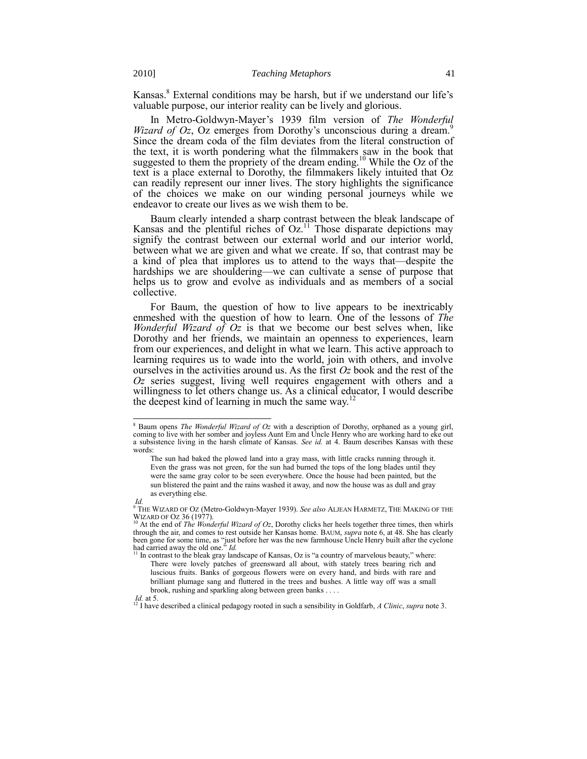Kansas.[8] External conditions may be harsh, but if we understand our life's valuable purpose, our interior reality can be lively and glorious.

In Metro-Goldwyn-Mayer's 1939 film version of *The Wonderful Wizard of Oz*, Oz emerges from Dorothy's unconscious during a dream.[9] Since the dream coda of the film deviates from the literal construction of the text, it is worth pondering what the filmmakers saw in the book that suggested to them the propriety of the dream ending.[10] While the Oz of the text is a place external to Dorothy, the filmmakers likely intuited that Oz can readily represent our inner lives. The story highlights the significance of the choices we make on our winding personal journeys while we endeavor to create our lives as we wish them to be.

Baum clearly intended a sharp contrast between the bleak landscape of Kansas and the plentiful riches of Oz.[11] Those disparate depictions may signify the contrast between our external world and our interior world, between what we are given and what we create. If so, that contrast may be a kind of plea that implores us to attend to the ways that—despite the hardships we are shouldering—we can cultivate a sense of purpose that helps us to grow and evolve as individuals and as members of a social collective.

For Baum, the question of how to live appears to be inextricably enmeshed with the question of how to learn. One of the lessons of *The Wonderful Wizard of Oz* is that we become our best selves when, like Dorothy and her friends, we maintain an openness to experiences, learn from our experiences, and delight in what we learn. This active approach to learning requires us to wade into the world, join with others, and involve ourselves in the activities around us. As the first *Oz* book and the rest of the *Oz* series suggest, living well requires engagement with others and a willingness to let others change us. As a clinical educator, I would describe the deepest kind of learning in much the same way.[12]

---

[8] Baum opens *The Wonderful Wizard of Oz* with a description of Dorothy, orphaned as a young girl, coming to live with her somber and joyless Aunt Em and Uncle Henry who are working hard to eke out a subsistence living in the harsh climate of Kansas. *See id.* at 4. Baum describes Kansas with these words:

> The sun had baked the plowed land into a gray mass, with little cracks running through it. Even the grass was not green, for the sun had burned the tops of the long blades until they were the same gray color to be seen everywhere. Once the house had been painted, but the sun blistered the paint and the rains washed it away, and now the house was as dull and gray as everything else.

*Id.*

[9] THE WIZARD OF OZ (Metro-Goldwyn-Mayer 1939). *See also* ALJEAN HARMETZ, THE MAKING OF THE WIZARD OF OZ 36 (1977).

[10] At the end of *The Wonderful Wizard of Oz*, Dorothy clicks her heels together three times, then whirls through the air, and comes to rest outside her Kansas home. BAUM, *supra* note 6, at 48. She has clearly been gone for some time, as "just before her was the new farmhouse Uncle Henry built after the cyclone had carried away the old one." *Id.*

[11] In contrast to the bleak gray landscape of Kansas, Oz is "a country of marvelous beauty," where:

> There were lovely patches of greensward all about, with stately trees bearing rich and luscious fruits. Banks of gorgeous flowers were on every hand, and birds with rare and brilliant plumage sang and fluttered in the trees and bushes. A little way off was a small brook, rushing and sparkling along between green banks . . . .

*Id.* at 5.

[12] I have described a clinical pedagogy rooted in such a sensibility in Goldfarb, *A Clinic*, *supra* note 3.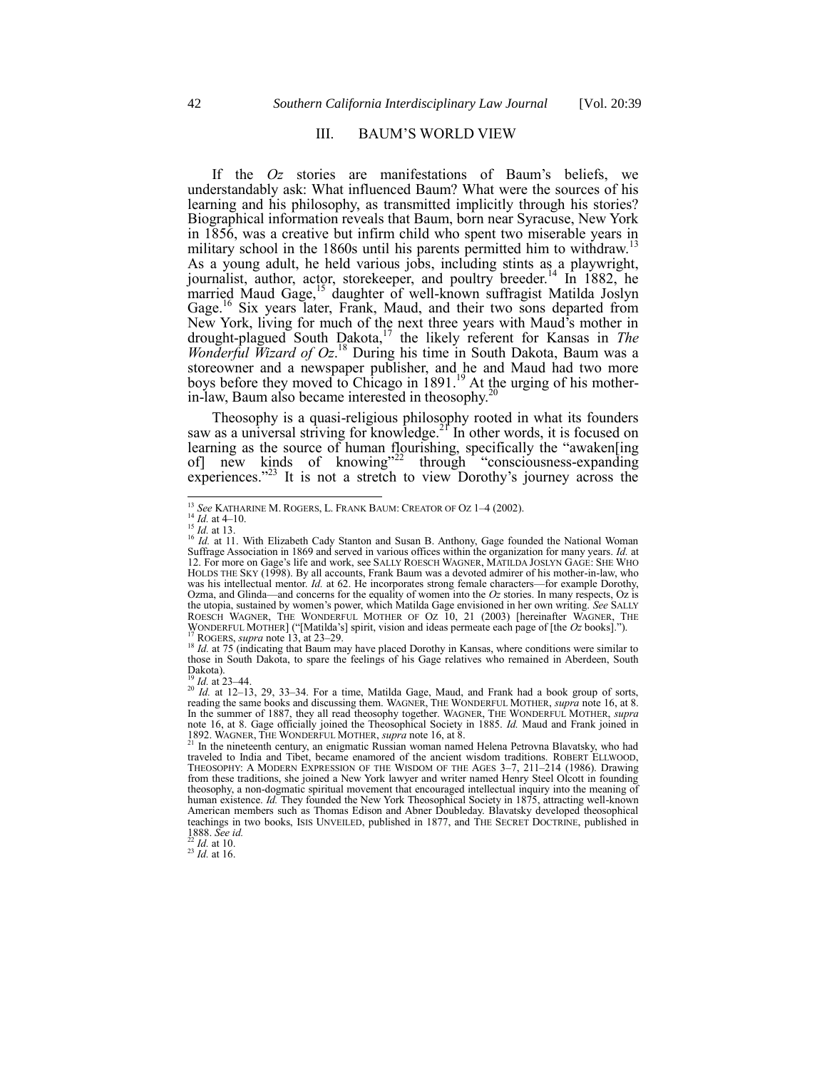## III. BAUM'S WORLD VIEW

If the *Oz* stories are manifestations of Baum's beliefs, we understandably ask: What influenced Baum? What were the sources of his learning and his philosophy, as transmitted implicitly through his stories? Biographical information reveals that Baum, born near Syracuse, New York in 1856, was a creative but infirm child who spent two miserable years in military school in the 1860s until his parents permitted him to withdraw.[13] As a young adult, he held various jobs, including stints as a playwright, journalist, author, actor, storekeeper, and poultry breeder.[14] In 1882, he married Maud Gage,[15] daughter of well-known suffragist Matilda Joslyn Gage.[16] Six years later, Frank, Maud, and their two sons departed from New York, living for much of the next three years with Maud's mother in drought-plagued South Dakota,[17] the likely referent for Kansas in *The Wonderful Wizard of Oz*.[18] During his time in South Dakota, Baum was a storeowner and a newspaper publisher, and he and Maud had two more boys before they moved to Chicago in 1891.[19] At the urging of his mother-in-law, Baum also became interested in theosophy.[20]

Theosophy is a quasi-religious philosophy rooted in what its founders saw as a universal striving for knowledge.[21] In other words, it is focused on learning as the source of human flourishing, specifically the "awaken[ing of] new kinds of knowing"[22] through "consciousness-expanding experiences."[23] It is not a stretch to view Dorothy's journey across the

---

[13] *See* KATHARINE M. ROGERS, L. FRANK BAUM: CREATOR OF OZ 1–4 (2002).

[14] *Id.* at 4–10.

[15] *Id.* at 13.

[16] *Id.* at 11. With Elizabeth Cady Stanton and Susan B. Anthony, Gage founded the National Woman Suffrage Association in 1869 and served in various offices within the organization for many years. *Id.* at 12. For more on Gage's life and work, see SALLY ROESCH WAGNER, MATILDA JOSLYN GAGE: SHE WHO HOLDS THE SKY (1998). By all accounts, Frank Baum was a devoted admirer of his mother-in-law, who was his intellectual mentor. *Id.* at 62. He incorporates strong female characters—for example Dorothy, Ozma, and Glinda—and concerns for the equality of women into the *Oz* stories. In many respects, Oz is the utopia, sustained by women's power, which Matilda Gage envisioned in her own writing. *See* SALLY ROESCH WAGNER, THE WONDERFUL MOTHER OF OZ 10, 21 (2003) [hereinafter WAGNER, THE WONDERFUL MOTHER] ("[Matilda's] spirit, vision and ideas permeate each page of [the *Oz* books].").

[17] ROGERS, *supra* note 13, at 23–29.

[18] *Id.* at 75 (indicating that Baum may have placed Dorothy in Kansas, where conditions were similar to those in South Dakota, to spare the feelings of his Gage relatives who remained in Aberdeen, South Dakota).

[19] *Id.* at 23–44.

[20] *Id.* at 12–13, 29, 33–34. For a time, Matilda Gage, Maud, and Frank had a book group of sorts, reading the same books and discussing them. WAGNER, THE WONDERFUL MOTHER, *supra* note 16, at 8. In the summer of 1887, they all read theosophy together. WAGNER, THE WONDERFUL MOTHER, *supra* note 16, at 8. Gage officially joined the Theosophical Society in 1885. *Id.* Maud and Frank joined in 1892. WAGNER, THE WONDERFUL MOTHER, *supra* note 16, at 8.

[21] In the nineteenth century, an enigmatic Russian woman named Helena Petrovna Blavatsky, who had traveled to India and Tibet, became enamored of the ancient wisdom traditions. ROBERT ELLWOOD, THEOSOPHY: A MODERN EXPRESSION OF THE WISDOM OF THE AGES 3–7, 211–214 (1986). Drawing from these traditions, she joined a New York lawyer and writer named Henry Steel Olcott in founding theosophy, a non-dogmatic spiritual movement that encouraged intellectual inquiry into the meaning of human existence. *Id.* They founded the New York Theosophical Society in 1875, attracting well-known American members such as Thomas Edison and Abner Doubleday. Blavatsky developed theosophical teachings in two books, ISIS UNVEILED, published in 1877, and THE SECRET DOCTRINE, published in 1888. *See id.*

[22] *Id.* at 10.

[23] *Id.* at 16.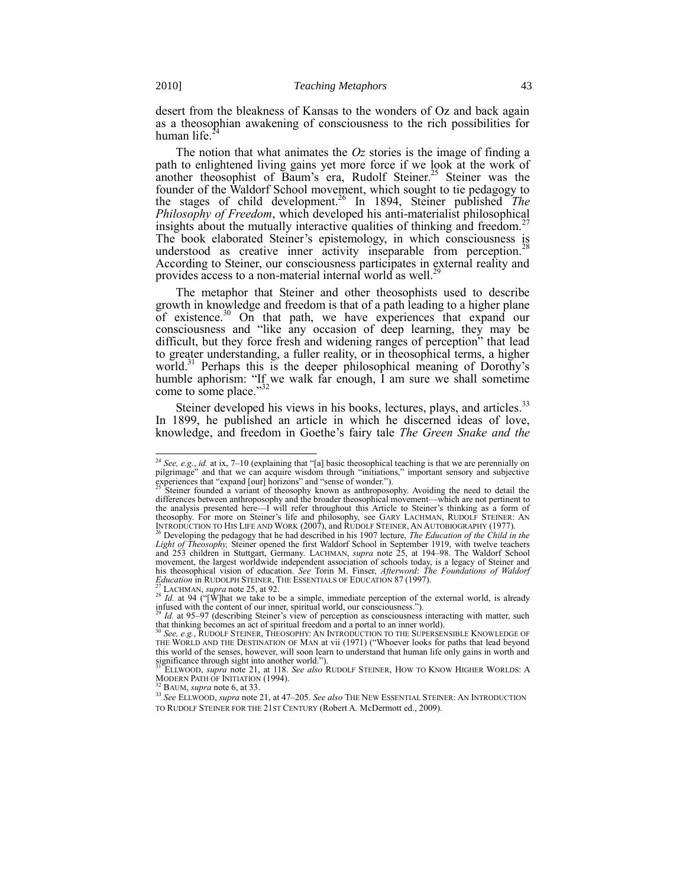desert from the bleakness of Kansas to the wonders of Oz and back again as a theosophian awakening of consciousness to the rich possibilities for human life.[24]

The notion that what animates the *Oz* stories is the image of finding a path to enlightened living gains yet more force if we look at the work of another theosophist of Baum's era, Rudolf Steiner.[25] Steiner was the founder of the Waldorf School movement, which sought to tie pedagogy to the stages of child development.[26] In 1894, Steiner published *The Philosophy of Freedom*, which developed his anti-materialist philosophical insights about the mutually interactive qualities of thinking and freedom.[27] The book elaborated Steiner's epistemology, in which consciousness is understood as creative inner activity inseparable from perception.[28] According to Steiner, our consciousness participates in external reality and provides access to a non-material internal world as well.[29]

The metaphor that Steiner and other theosophists used to describe growth in knowledge and freedom is that of a path leading to a higher plane of existence.[30] On that path, we have experiences that expand our consciousness and "like any occasion of deep learning, they may be difficult, but they force fresh and widening ranges of perception" that lead to greater understanding, a fuller reality, or in theosophical terms, a higher world.[31] Perhaps this is the deeper philosophical meaning of Dorothy's humble aphorism: "If we walk far enough, I am sure we shall sometime come to some place."[32]

Steiner developed his views in his books, lectures, plays, and articles.[33] In 1899, he published an article in which he discerned ideas of love, knowledge, and freedom in Goethe's fairy tale *The Green Snake and the*

---

[24] *See, e.g.*, *id.* at ix, 7–10 (explaining that "[a] basic theosophical teaching is that we are perennially on pilgrimage" and that we can acquire wisdom through "initiations," important sensory and subjective experiences that "expand [our] horizons" and "sense of wonder.").

[25] Steiner founded a variant of theosophy known as anthroposophy. Avoiding the need to detail the differences between anthroposophy and the broader theosophical movement—which are not pertinent to the analysis presented here—I will refer throughout this Article to Steiner's thinking as a form of theosophy. For more on Steiner's life and philosophy, see GARY LACHMAN, RUDOLF STEINER: AN INTRODUCTION TO HIS LIFE AND WORK (2007), and RUDOLF STEINER, AN AUTOBIOGRAPHY (1977).

[26] Developing the pedagogy that he had described in his 1907 lecture, *The Education of the Child in the Light of Theosophy,* Steiner opened the first Waldorf School in September 1919, with twelve teachers and 253 children in Stuttgart, Germany. LACHMAN, *supra* note 25, at 194–98. The Waldorf School movement, the largest worldwide independent association of schools today, is a legacy of Steiner and his theosophical vision of education. *See* Torin M. Finser, *Afterword*: *The Foundations of Waldorf Education* in RUDOLPH STEINER, THE ESSENTIALS OF EDUCATION 87 (1997).

[27] LACHMAN, *supra* note 25, at 92.

[28] *Id.* at 94 ("[W]hat we take to be a simple, immediate perception of the external world, is already infused with the content of our inner, spiritual world, our consciousness.").

[29] *Id.* at 95–97 (describing Steiner's view of perception as consciousness interacting with matter, such that thinking becomes an act of spiritual freedom and a portal to an inner world).

[30] *See, e.g.*, RUDOLF STEINER, THEOSOPHY: AN INTRODUCTION TO THE SUPERSENSIBLE KNOWLEDGE OF THE WORLD AND THE DESTINATION OF MAN at vii (1971) ("Whoever looks for paths that lead beyond this world of the senses, however, will soon learn to understand that human life only gains in worth and significance through sight into another world.").

[31] ELLWOOD, *supra* note 21, at 118. *See also* RUDOLF STEINER, HOW TO KNOW HIGHER WORLDS: A MODERN PATH OF INITIATION (1994).

[32] BAUM, *supra* note 6, at 33.

[33] *See* ELLWOOD, *supra* note 21, at 47–205. *See also* THE NEW ESSENTIAL STEINER: AN INTRODUCTION TO RUDOLF STEINER FOR THE 21ST CENTURY (Robert A. McDermott ed., 2009).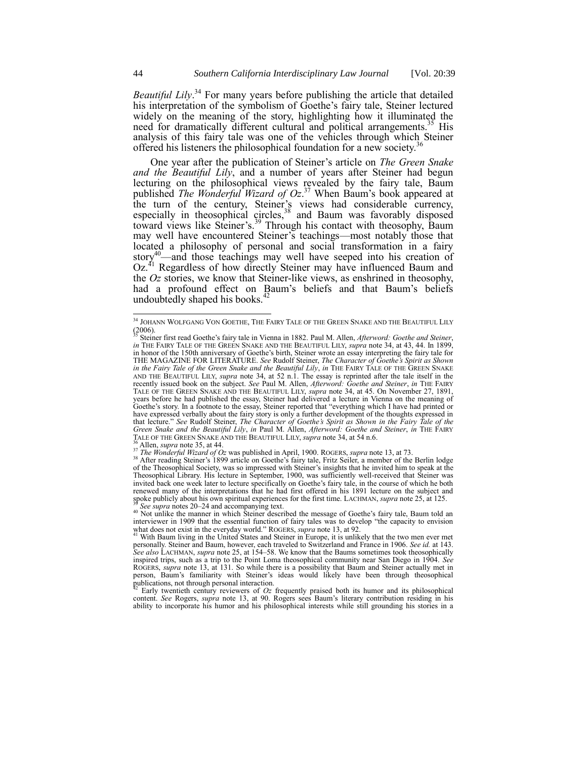*Beautiful Lily*.[34] For many years before publishing the article that detailed his interpretation of the symbolism of Goethe's fairy tale, Steiner lectured widely on the meaning of the story, highlighting how it illuminated the need for dramatically different cultural and political arrangements.[35] His analysis of this fairy tale was one of the vehicles through which Steiner offered his listeners the philosophical foundation for a new society.[36]

One year after the publication of Steiner's article on *The Green Snake and the Beautiful Lily*, and a number of years after Steiner had begun lecturing on the philosophical views revealed by the fairy tale, Baum published *The Wonderful Wizard of Oz*.[37] When Baum's book appeared at the turn of the century, Steiner's views had considerable currency, especially in theosophical circles,[38] and Baum was favorably disposed toward views like Steiner's.[39] Through his contact with theosophy, Baum may well have encountered Steiner's teachings—most notably those that located a philosophy of personal and social transformation in a fairy story[40]—and those teachings may well have seeped into his creation of Oz.[41] Regardless of how directly Steiner may have influenced Baum and the *Oz* stories, we know that Steiner-like views, as enshrined in theosophy, had a profound effect on Baum's beliefs and that Baum's beliefs undoubtedly shaped his books.[42]

---

[34] JOHANN WOLFGANG VON GOETHE, THE FAIRY TALE OF THE GREEN SNAKE AND THE BEAUTIFUL LILY (2006).

[35] Steiner first read Goethe's fairy tale in Vienna in 1882. Paul M. Allen, *Afterword: Goethe and Steiner*, *in* THE FAIRY TALE OF THE GREEN SNAKE AND THE BEAUTIFUL LILY, *supra* note 34, at 43, 44. In 1899, in honor of the 150th anniversary of Goethe's birth, Steiner wrote an essay interpreting the fairy tale for THE MAGAZINE FOR LITERATURE. *See* Rudolf Steiner, *The Character of Goethe's Spirit as Shown in the Fairy Tale of the Green Snake and the Beautiful Lily*, *in* THE FAIRY TALE OF THE GREEN SNAKE AND THE BEAUTIFUL LILY, *supra* note 34, at 52 n.1. The essay is reprinted after the tale itself in the recently issued book on the subject. *See* Paul M. Allen, *Afterword: Goethe and Steiner*, *in* THE FAIRY TALE OF THE GREEN SNAKE AND THE BEAUTIFUL LILY, *supra* note 34, at 45. On November 27, 1891, years before he had published the essay, Steiner had delivered a lecture in Vienna on the meaning of Goethe's story. In a footnote to the essay, Steiner reported that "everything which I have had printed or have expressed verbally about the fairy story is only a further development of the thoughts expressed in that lecture." *See* Rudolf Steiner, *The Character of Goethe's Spirit as Shown in the Fairy Tale of the Green Snake and the Beautiful Lily*, *in* Paul M. Allen, *Afterword: Goethe and Steiner*, *in* THE FAIRY TALE OF THE GREEN SNAKE AND THE BEAUTIFUL LILY, *supra* note 34, at 54 n.6.

[36] Allen, *supra* note 35, at 44.

[37] *The Wonderful Wizard of Oz* was published in April, 1900. ROGERS, *supra* note 13, at 73.

[38] After reading Steiner's 1899 article on Goethe's fairy tale, Fritz Seiler, a member of the Berlin lodge of the Theosophical Society, was so impressed with Steiner's insights that he invited him to speak at the Theosophical Library. His lecture in September, 1900, was sufficiently well-received that Steiner was invited back one week later to lecture specifically on Goethe's fairy tale, in the course of which he both renewed many of the interpretations that he had first offered in his 1891 lecture on the subject and spoke publicly about his own spiritual experiences for the first time. LACHMAN, *supra* note 25, at 125.

[39] *See supra* notes 20–24 and accompanying text.

[40] Not unlike the manner in which Steiner described the message of Goethe's fairy tale, Baum told an interviewer in 1909 that the essential function of fairy tales was to develop "the capacity to envision what does not exist in the everyday world." ROGERS, *supra* note 13, at 92.

[41] With Baum living in the United States and Steiner in Europe, it is unlikely that the two men ever met personally. Steiner and Baum, however, each traveled to Switzerland and France in 1906. *See id.* at 143. *See also* LACHMAN, *supra* note 25, at 154–58. We know that the Baums sometimes took theosophically inspired trips, such as a trip to the Point Loma theosophical community near San Diego in 1904. *See* ROGERS, *supra* note 13, at 131. So while there is a possibility that Baum and Steiner actually met in person, Baum's familiarity with Steiner's ideas would likely have been through theosophical publications, not through personal interaction.

[42] Early twentieth century reviewers of *Oz* frequently praised both its humor and its philosophical content. *See* Rogers, *supra* note 13, at 90. Rogers sees Baum's literary contribution residing in his ability to incorporate his humor and his philosophical interests while still grounding his stories in a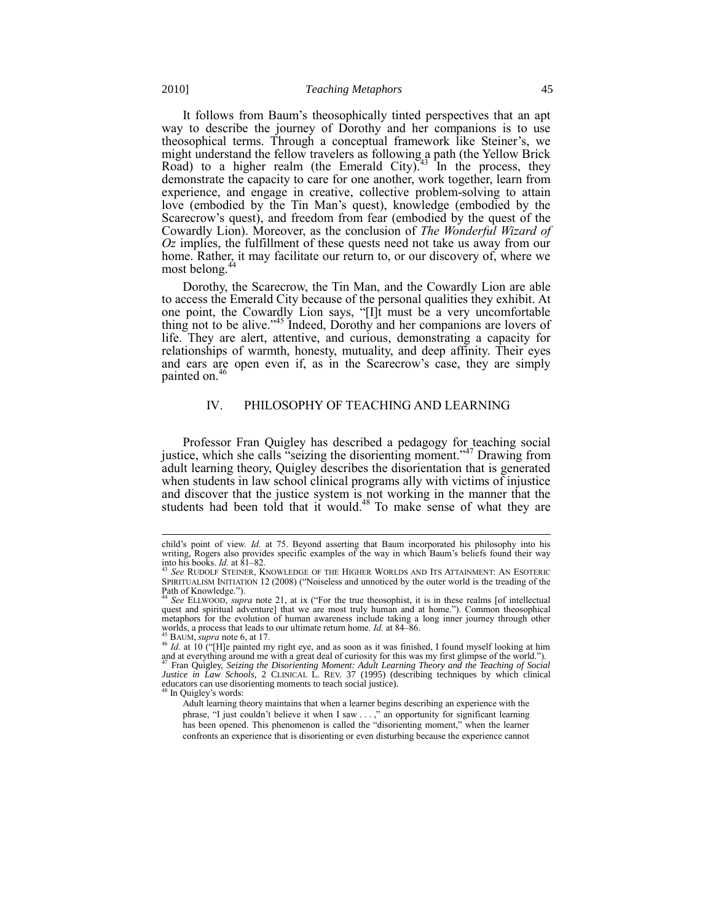It follows from Baum's theosophically tinted perspectives that an apt way to describe the journey of Dorothy and her companions is to use theosophical terms. Through a conceptual framework like Steiner's, we might understand the fellow travelers as following a path (the Yellow Brick Road) to a higher realm (the Emerald City).[43] In the process, they demonstrate the capacity to care for one another, work together, learn from experience, and engage in creative, collective problem-solving to attain love (embodied by the Tin Man's quest), knowledge (embodied by the Scarecrow's quest), and freedom from fear (embodied by the quest of the Cowardly Lion). Moreover, as the conclusion of *The Wonderful Wizard of Oz* implies, the fulfillment of these quests need not take us away from our home. Rather, it may facilitate our return to, or our discovery of, where we most belong.[44]

Dorothy, the Scarecrow, the Tin Man, and the Cowardly Lion are able to access the Emerald City because of the personal qualities they exhibit. At one point, the Cowardly Lion says, "[I]t must be a very uncomfortable thing not to be alive."[45] Indeed, Dorothy and her companions are lovers of life. They are alert, attentive, and curious, demonstrating a capacity for relationships of warmth, honesty, mutuality, and deep affinity. Their eyes and ears are open even if, as in the Scarecrow's case, they are simply painted on.[46]

## IV. PHILOSOPHY OF TEACHING AND LEARNING

Professor Fran Quigley has described a pedagogy for teaching social justice, which she calls "seizing the disorienting moment."[47] Drawing from adult learning theory, Quigley describes the disorientation that is generated when students in law school clinical programs ally with victims of injustice and discover that the justice system is not working in the manner that the students had been told that it would.[48] To make sense of what they are

---

child's point of view. *Id.* at 75. Beyond asserting that Baum incorporated his philosophy into his writing, Rogers also provides specific examples of the way in which Baum's beliefs found their way into his books. *Id.* at 81–82.

[43] *See* RUDOLF STEINER, KNOWLEDGE OF THE HIGHER WORLDS AND ITS ATTAINMENT: AN ESOTERIC SPIRITUALISM INITIATION 12 (2008) ("Noiseless and unnoticed by the outer world is the treading of the Path of Knowledge.").

[44] *See* ELLWOOD, *supra* note 21, at ix ("For the true theosophist, it is in these realms [of intellectual quest and spiritual adventure] that we are most truly human and at home."). Common theosophical metaphors for the evolution of human awareness include taking a long inner journey through other worlds, a process that leads to our ultimate return home. *Id.* at 84–86.

[45] BAUM, *supra* note 6, at 17.

[46] *Id.* at 10 ("[H]e painted my right eye, and as soon as it was finished, I found myself looking at him and at everything around me with a great deal of curiosity for this was my first glimpse of the world.").

[47] Fran Quigley, *Seizing the Disorienting Moment: Adult Learning Theory and the Teaching of Social Justice in Law Schools*, 2 CLINICAL L. REV. 37 (1995) (describing techniques by which clinical educators can use disorienting moments to teach social justice).

[48] In Quigley's words:

> Adult learning theory maintains that when a learner begins describing an experience with the phrase, "I just couldn't believe it when I saw . . . ," an opportunity for significant learning has been opened. This phenomenon is called the "disorienting moment," when the learner confronts an experience that is disorienting or even disturbing because the experience cannot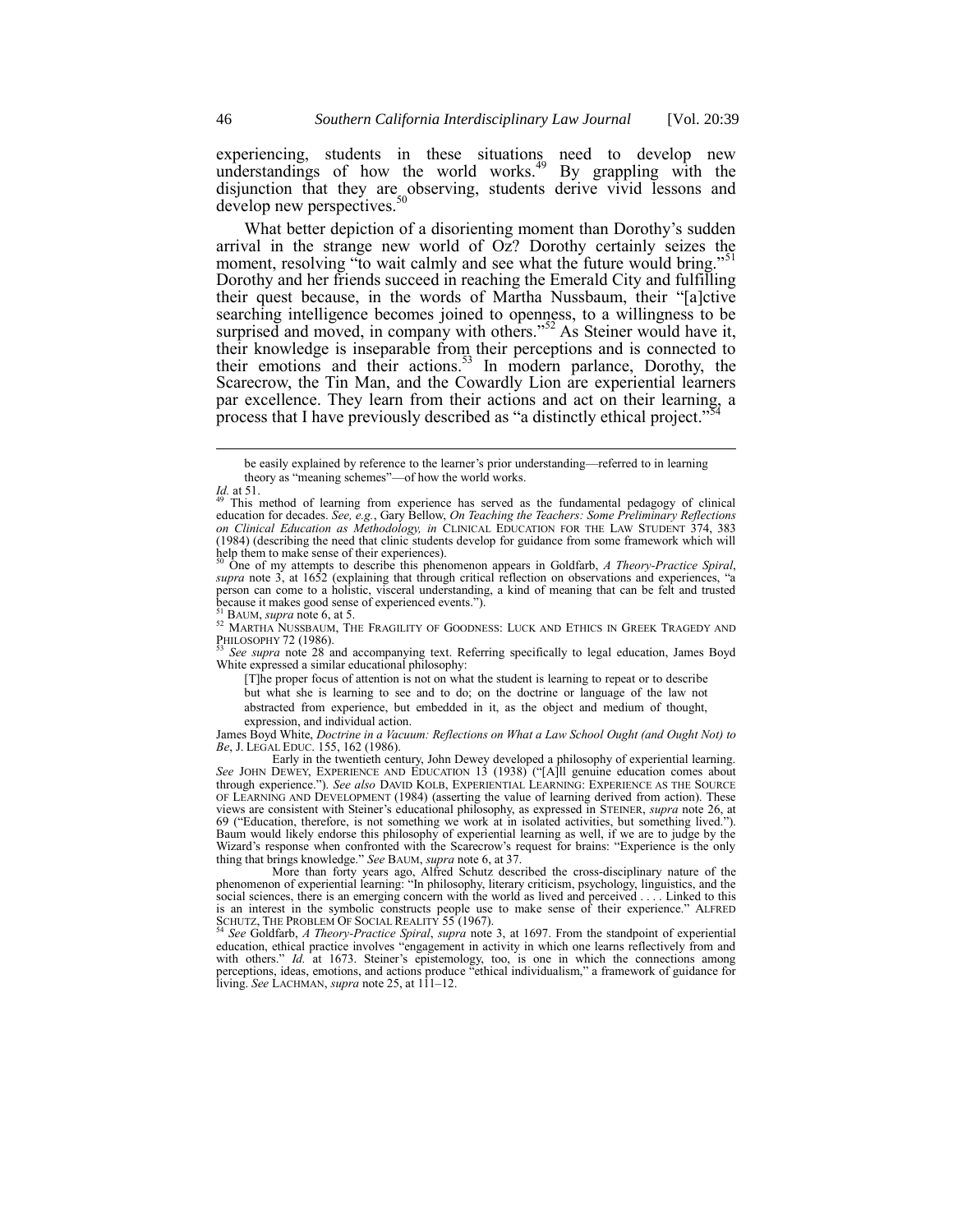experiencing, students in these situations need to develop new understandings of how the world works.[49] By grappling with the disjunction that they are observing, students derive vivid lessons and develop new perspectives.[50]

What better depiction of a disorienting moment than Dorothy's sudden arrival in the strange new world of Oz? Dorothy certainly seizes the moment, resolving "to wait calmly and see what the future would bring."[51] Dorothy and her friends succeed in reaching the Emerald City and fulfilling their quest because, in the words of Martha Nussbaum, their "[a]ctive searching intelligence becomes joined to openness, to a willingness to be surprised and moved, in company with others."[52] As Steiner would have it, their knowledge is inseparable from their perceptions and is connected to their emotions and their actions.[53] In modern parlance, Dorothy, the Scarecrow, the Tin Man, and the Cowardly Lion are experiential learners par excellence. They learn from their actions and act on their learning, a process that I have previously described as "a distinctly ethical project."[54]

---

be easily explained by reference to the learner's prior understanding—referred to in learning theory as "meaning schemes"—of how the world works.

*Id.* at 51.

[49] This method of learning from experience has served as the fundamental pedagogy of clinical education for decades. *See, e.g.*, Gary Bellow, *On Teaching the Teachers: Some Preliminary Reflections on Clinical Education as Methodology, in* CLINICAL EDUCATION FOR THE LAW STUDENT 374, 383 (1984) (describing the need that clinic students develop for guidance from some framework which will help them to make sense of their experiences).

[50] One of my attempts to describe this phenomenon appears in Goldfarb, *A Theory-Practice Spiral*, *supra* note 3, at 1652 (explaining that through critical reflection on observations and experiences, "a person can come to a holistic, visceral understanding, a kind of meaning that can be felt and trusted because it makes good sense of experienced events.").

[51] BAUM, *supra* note 6, at 5.

[52] MARTHA NUSSBAUM, THE FRAGILITY OF GOODNESS: LUCK AND ETHICS IN GREEK TRAGEDY AND PHILOSOPHY 72 (1986).

[53] *See supra* note 28 and accompanying text. Referring specifically to legal education, James Boyd White expressed a similar educational philosophy:

> [T]he proper focus of attention is not on what the student is learning to repeat or to describe but what she is learning to see and to do; on the doctrine or language of the law not abstracted from experience, but embedded in it, as the object and medium of thought, expression, and individual action.

James Boyd White, *Doctrine in a Vacuum: Reflections on What a Law School Ought (and Ought Not) to Be*, J. LEGAL EDUC. 155, 162 (1986).

Early in the twentieth century, John Dewey developed a philosophy of experiential learning. *See* JOHN DEWEY, EXPERIENCE AND EDUCATION 13 (1938) ("[A]ll genuine education comes about through experience."). *See also* DAVID KOLB, EXPERIENTIAL LEARNING: EXPERIENCE AS THE SOURCE OF LEARNING AND DEVELOPMENT (1984) (asserting the value of learning derived from action). These views are consistent with Steiner's educational philosophy, as expressed in STEINER, *supra* note 26, at 69 ("Education, therefore, is not something we work at in isolated activities, but something lived."). Baum would likely endorse this philosophy of experiential learning as well, if we are to judge by the Wizard's response when confronted with the Scarecrow's request for brains: "Experience is the only thing that brings knowledge." *See* BAUM, *supra* note 6, at 37.

More than forty years ago, Alfred Schutz described the cross-disciplinary nature of the phenomenon of experiential learning: "In philosophy, literary criticism, psychology, linguistics, and the social sciences, there is an emerging concern with the world as lived and perceived . . . . Linked to this is an interest in the symbolic constructs people use to make sense of their experience." ALFRED SCHUTZ, THE PROBLEM OF SOCIAL REALITY 55 (1967).

[54] *See* Goldfarb, *A Theory-Practice Spiral*, *supra* note 3, at 1697. From the standpoint of experiential education, ethical practice involves "engagement in activity in which one learns reflectively from and with others." *Id.* at 1673. Steiner's epistemology, too, is one in which the connections among perceptions, ideas, emotions, and actions produce "ethical individualism," a framework of guidance for living. *See* LACHMAN, *supra* note 25, at 111–12.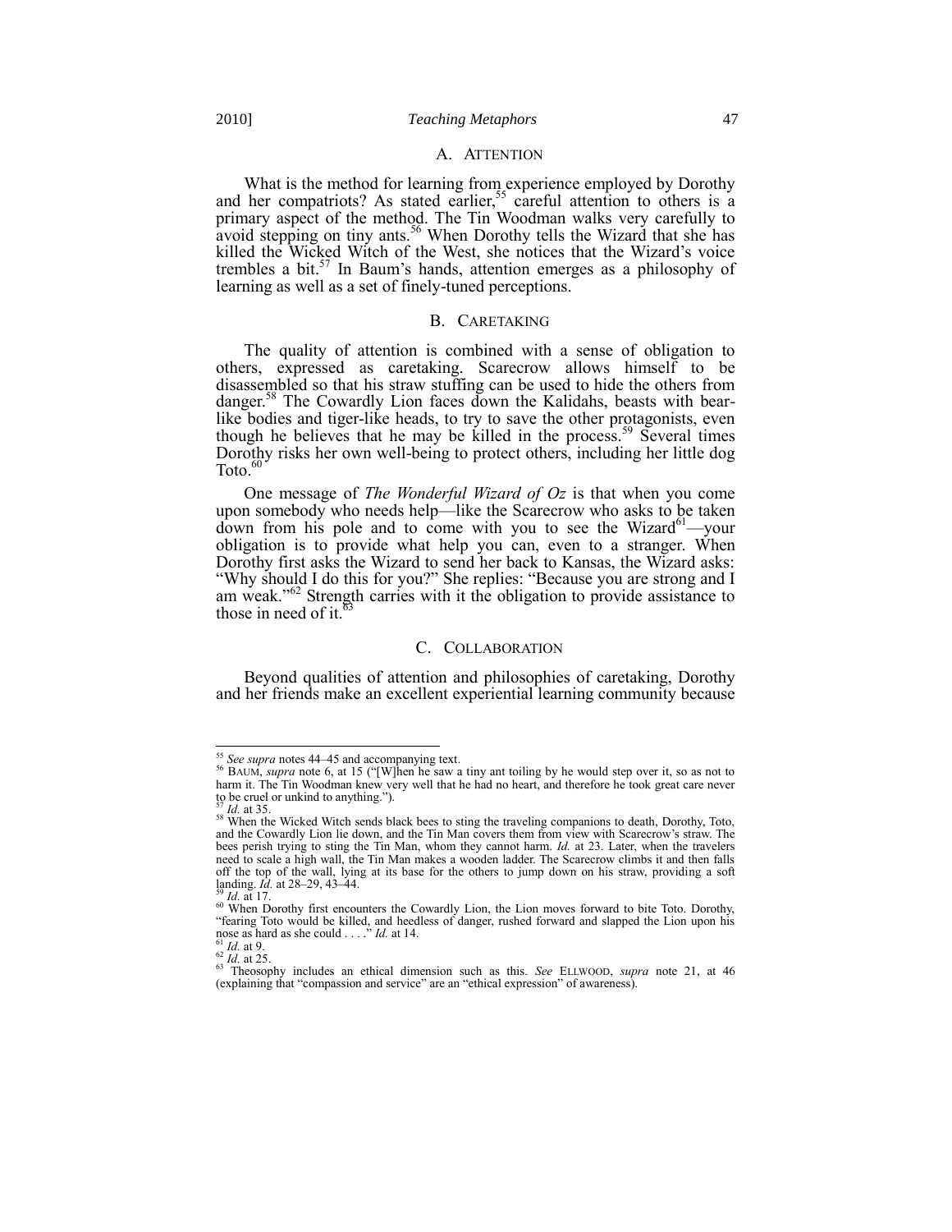### A. ATTENTION

What is the method for learning from experience employed by Dorothy and her compatriots? As stated earlier,[55] careful attention to others is a primary aspect of the method. The Tin Woodman walks very carefully to avoid stepping on tiny ants.[56] When Dorothy tells the Wizard that she has killed the Wicked Witch of the West, she notices that the Wizard's voice trembles a bit.[57] In Baum's hands, attention emerges as a philosophy of learning as well as a set of finely-tuned perceptions.

### B. CARETAKING

The quality of attention is combined with a sense of obligation to others, expressed as caretaking. Scarecrow allows himself to be disassembled so that his straw stuffing can be used to hide the others from danger.[58] The Cowardly Lion faces down the Kalidahs, beasts with bear-like bodies and tiger-like heads, to try to save the other protagonists, even though he believes that he may be killed in the process.[59] Several times Dorothy risks her own well-being to protect others, including her little dog Toto.[60]

One message of *The Wonderful Wizard of Oz* is that when you come upon somebody who needs help—like the Scarecrow who asks to be taken down from his pole and to come with you to see the Wizard[61]—your obligation is to provide what help you can, even to a stranger. When Dorothy first asks the Wizard to send her back to Kansas, the Wizard asks: "Why should I do this for you?" She replies: "Because you are strong and I am weak."[62] Strength carries with it the obligation to provide assistance to those in need of it.[63]

### C. COLLABORATION

Beyond qualities of attention and philosophies of caretaking, Dorothy and her friends make an excellent experiential learning community because

---

[55] *See supra* notes 44–45 and accompanying text.

[56] BAUM, *supra* note 6, at 15 ("[W]hen he saw a tiny ant toiling by he would step over it, so as not to harm it. The Tin Woodman knew very well that he had no heart, and therefore he took great care never to be cruel or unkind to anything.").

[57] *Id.* at 35.

[58] When the Wicked Witch sends black bees to sting the traveling companions to death, Dorothy, Toto, and the Cowardly Lion lie down, and the Tin Man covers them from view with Scarecrow's straw. The bees perish trying to sting the Tin Man, whom they cannot harm. *Id.* at 23. Later, when the travelers need to scale a high wall, the Tin Man makes a wooden ladder. The Scarecrow climbs it and then falls off the top of the wall, lying at its base for the others to jump down on his straw, providing a soft landing. *Id.* at 28–29, 43–44.

[59] *Id.* at 17.

[60] When Dorothy first encounters the Cowardly Lion, the Lion moves forward to bite Toto. Dorothy, "fearing Toto would be killed, and heedless of danger, rushed forward and slapped the Lion upon his nose as hard as she could . . . ." *Id.* at 14.

[61] *Id.* at 9.

[62] *Id.* at 25.

[63] Theosophy includes an ethical dimension such as this. *See* ELLWOOD, *supra* note 21, at 46 (explaining that "compassion and service" are an "ethical expression" of awareness).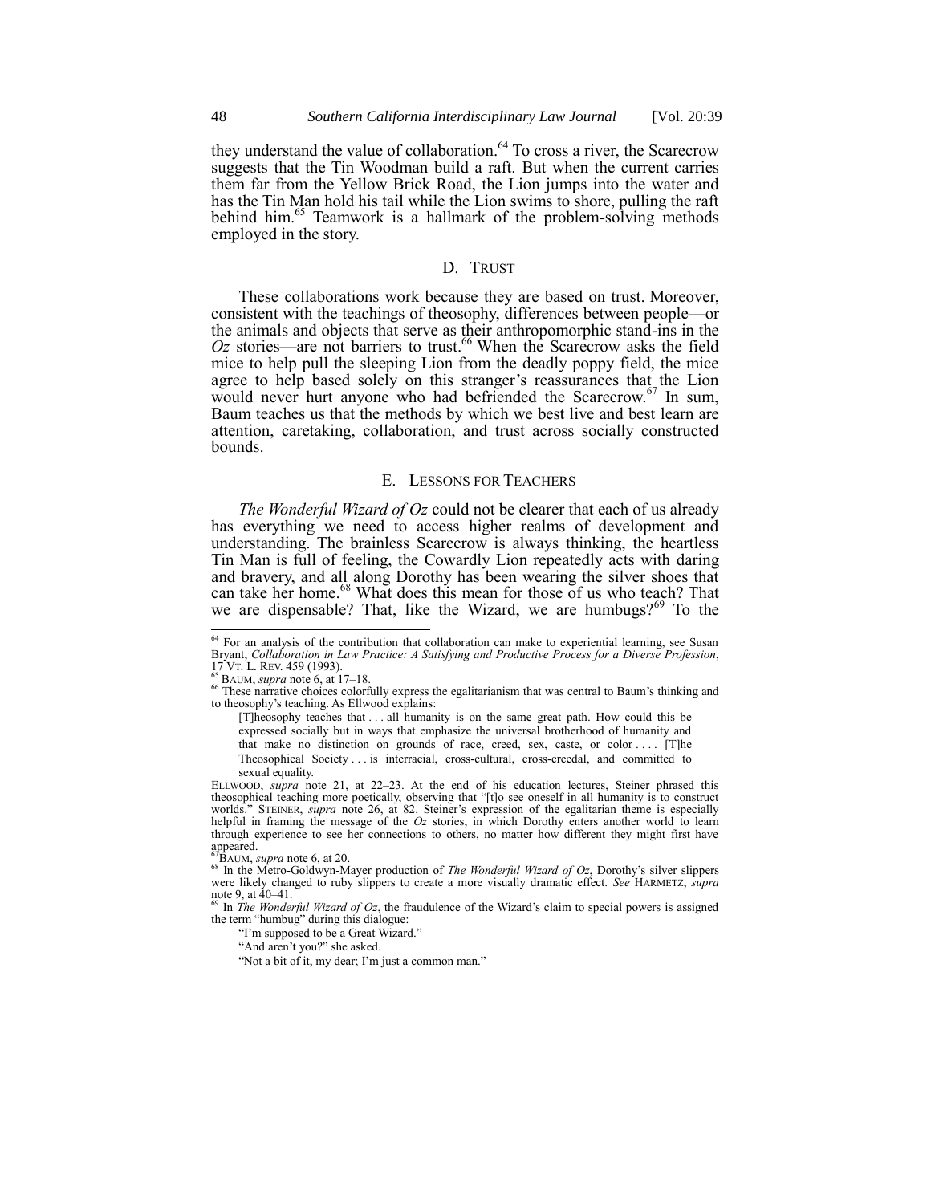they understand the value of collaboration.[64] To cross a river, the Scarecrow suggests that the Tin Woodman build a raft. But when the current carries them far from the Yellow Brick Road, the Lion jumps into the water and has the Tin Man hold his tail while the Lion swims to shore, pulling the raft behind him.[65] Teamwork is a hallmark of the problem-solving methods employed in the story.

### D. TRUST

These collaborations work because they are based on trust. Moreover, consistent with the teachings of theosophy, differences between people—or the animals and objects that serve as their anthropomorphic stand-ins in the *Oz* stories—are not barriers to trust.[66] When the Scarecrow asks the field mice to help pull the sleeping Lion from the deadly poppy field, the mice agree to help based solely on this stranger's reassurances that the Lion would never hurt anyone who had befriended the Scarecrow.[67] In sum, Baum teaches us that the methods by which we best live and best learn are attention, caretaking, collaboration, and trust across socially constructed bounds.

### E. LESSONS FOR TEACHERS

*The Wonderful Wizard of Oz* could not be clearer that each of us already has everything we need to access higher realms of development and understanding. The brainless Scarecrow is always thinking, the heartless Tin Man is full of feeling, the Cowardly Lion repeatedly acts with daring and bravery, and all along Dorothy has been wearing the silver shoes that can take her home.[68] What does this mean for those of us who teach? That we are dispensable? That, like the Wizard, we are humbugs?[69] To the

---

[64] For an analysis of the contribution that collaboration can make to experiential learning, see Susan Bryant, *Collaboration in Law Practice: A Satisfying and Productive Process for a Diverse Profession*, 17 VT. L. REV. 459 (1993).

[65] BAUM, *supra* note 6, at 17–18.

[66] These narrative choices colorfully express the egalitarianism that was central to Baum's thinking and to theosophy's teaching. As Ellwood explains:

> [T]heosophy teaches that . . . all humanity is on the same great path. How could this be expressed socially but in ways that emphasize the universal brotherhood of humanity and that make no distinction on grounds of race, creed, sex, caste, or color . . . . [T]he Theosophical Society . . . is interracial, cross-cultural, cross-creedal, and committed to sexual equality.

ELLWOOD, *supra* note 21, at 22–23. At the end of his education lectures, Steiner phrased this theosophical teaching more poetically, observing that "[t]o see oneself in all humanity is to construct worlds." STEINER, *supra* note 26, at 82. Steiner's expression of the egalitarian theme is especially helpful in framing the message of the *Oz* stories, in which Dorothy enters another world to learn through experience to see her connections to others, no matter how different they might first have appeared.

[67] BAUM, *supra* note 6, at 20.

[68] In the Metro-Goldwyn-Mayer production of *The Wonderful Wizard of Oz*, Dorothy's silver slippers were likely changed to ruby slippers to create a more visually dramatic effect. *See* HARMETZ, *supra* note 9, at 40–41.

[69] In *The Wonderful Wizard of Oz*, the fraudulence of the Wizard's claim to special powers is assigned the term "humbug" during this dialogue:

> "I'm supposed to be a Great Wizard."
>
> "And aren't you?" she asked.
>
> "Not a bit of it, my dear; I'm just a common man."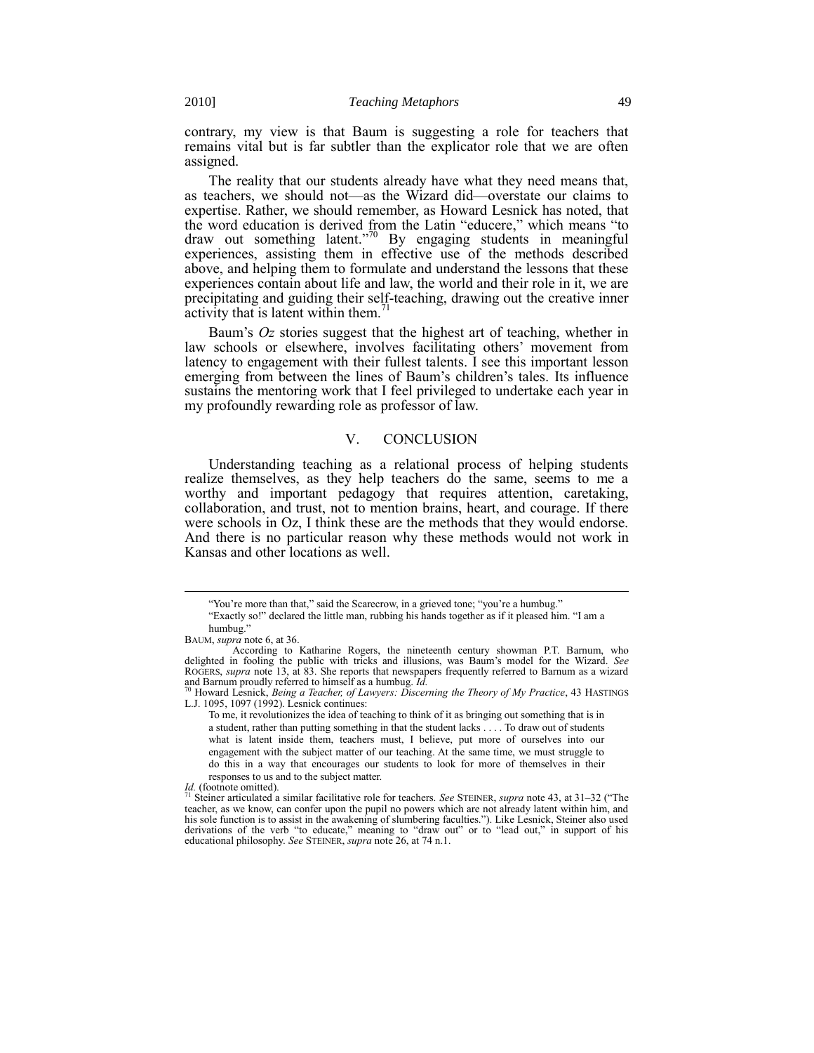contrary, my view is that Baum is suggesting a role for teachers that remains vital but is far subtler than the explicator role that we are often assigned.

The reality that our students already have what they need means that, as teachers, we should not—as the Wizard did—overstate our claims to expertise. Rather, we should remember, as Howard Lesnick has noted, that the word education is derived from the Latin "educere," which means "to draw out something latent."[70] By engaging students in meaningful experiences, assisting them in effective use of the methods described above, and helping them to formulate and understand the lessons that these experiences contain about life and law, the world and their role in it, we are precipitating and guiding their self-teaching, drawing out the creative inner activity that is latent within them.[71]

Baum's *Oz* stories suggest that the highest art of teaching, whether in law schools or elsewhere, involves facilitating others' movement from latency to engagement with their fullest talents. I see this important lesson emerging from between the lines of Baum's children's tales. Its influence sustains the mentoring work that I feel privileged to undertake each year in my profoundly rewarding role as professor of law.

## V. CONCLUSION

Understanding teaching as a relational process of helping students realize themselves, as they help teachers do the same, seems to me a worthy and important pedagogy that requires attention, caretaking, collaboration, and trust, not to mention brains, heart, and courage. If there were schools in Oz, I think these are the methods that they would endorse. And there is no particular reason why these methods would not work in Kansas and other locations as well.

---

> "You're more than that," said the Scarecrow, in a grieved tone; "you're a humbug."
>
> "Exactly so!" declared the little man, rubbing his hands together as if it pleased him. "I am a humbug."

BAUM, *supra* note 6, at 36.

According to Katharine Rogers, the nineteenth century showman P.T. Barnum, who delighted in fooling the public with tricks and illusions, was Baum's model for the Wizard. *See* ROGERS, *supra* note 13, at 83. She reports that newspapers frequently referred to Barnum as a wizard and Barnum proudly referred to himself as a humbug. *Id.*

[70] Howard Lesnick, *Being a Teacher, of Lawyers: Discerning the Theory of My Practice*, 43 HASTINGS L.J. 1095, 1097 (1992). Lesnick continues:

> To me, it revolutionizes the idea of teaching to think of it as bringing out something that is in a student, rather than putting something in that the student lacks . . . . To draw out of students what is latent inside them, teachers must, I believe, put more of ourselves into our engagement with the subject matter of our teaching. At the same time, we must struggle to do this in a way that encourages our students to look for more of themselves in their responses to us and to the subject matter.

*Id.* (footnote omitted).

[71] Steiner articulated a similar facilitative role for teachers. *See* STEINER, *supra* note 43, at 31–32 ("The teacher, as we know, can confer upon the pupil no powers which are not already latent within him, and his sole function is to assist in the awakening of slumbering faculties."). Like Lesnick, Steiner also used derivations of the verb "to educate," meaning to "draw out" or to "lead out," in support of his educational philosophy. *See* STEINER, *supra* note 26, at 74 n.1.